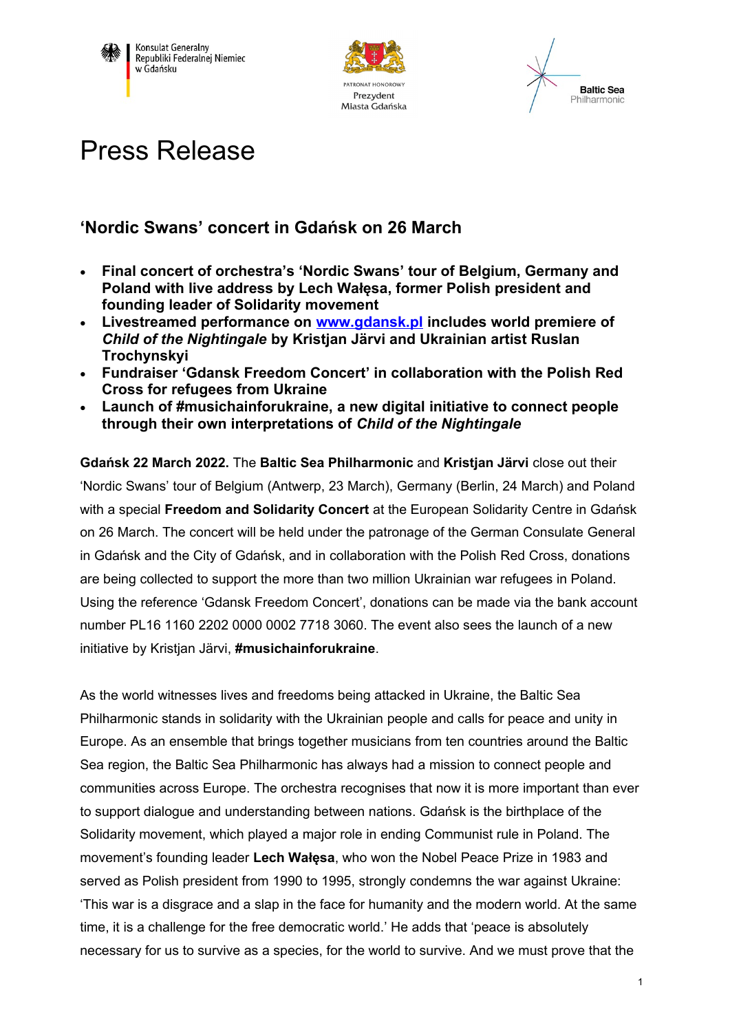Konsulat Generalny Republiki Federalnej Niemiec w Gdańsku

PATRONAT HONOROWY Prezydent Miasta Gdańska

Baltic Sea Philharmonic

# Press Release

## 'Nordic Swans' concert in Gdańsk on 26 March

- **Final concert of orchestra's 'Nordic Swans' tour of Belgium, Germany and Poland with live address by Lech Wałęsa, former Polish president and founding leader of Solidarity movement**
- **Livestreamed performance on [www.gdansk.pl](http://www.gdansk.pl) includes world premiere of *Child of the Nightingale* by Kristjan Järvi and Ukrainian artist Ruslan Trochynskyi**
- **Fundraiser 'Gdansk Freedom Concert' in collaboration with the Polish Red Cross for refugees from Ukraine**
- **Launch of #musichainforukraine, a new digital initiative to connect people through their own interpretations of *Child of the Nightingale***

**Gdańsk 22 March 2022.** The **Baltic Sea Philharmonic** and **Kristjan Järvi** close out their 'Nordic Swans' tour of Belgium (Antwerp, 23 March), Germany (Berlin, 24 March) and Poland with a special **Freedom and Solidarity Concert** at the European Solidarity Centre in Gdańsk on 26 March. The concert will be held under the patronage of the German Consulate General in Gdańsk and the City of Gdańsk, and in collaboration with the Polish Red Cross, donations are being collected to support the more than two million Ukrainian war refugees in Poland. Using the reference 'Gdansk Freedom Concert', donations can be made via the bank account number PL16 1160 2202 0000 0002 7718 3060. The event also sees the launch of a new initiative by Kristjan Järvi, **#musichainforukraine**.

As the world witnesses lives and freedoms being attacked in Ukraine, the Baltic Sea Philharmonic stands in solidarity with the Ukrainian people and calls for peace and unity in Europe. As an ensemble that brings together musicians from ten countries around the Baltic Sea region, the Baltic Sea Philharmonic has always had a mission to connect people and communities across Europe. The orchestra recognises that now it is more important than ever to support dialogue and understanding between nations. Gdańsk is the birthplace of the Solidarity movement, which played a major role in ending Communist rule in Poland. The movement's founding leader **Lech Wałęsa**, who won the Nobel Peace Prize in 1983 and served as Polish president from 1990 to 1995, strongly condemns the war against Ukraine: 'This war is a disgrace and a slap in the face for humanity and the modern world. At the same time, it is a challenge for the free democratic world.' He adds that 'peace is absolutely necessary for us to survive as a species, for the world to survive. And we must prove that the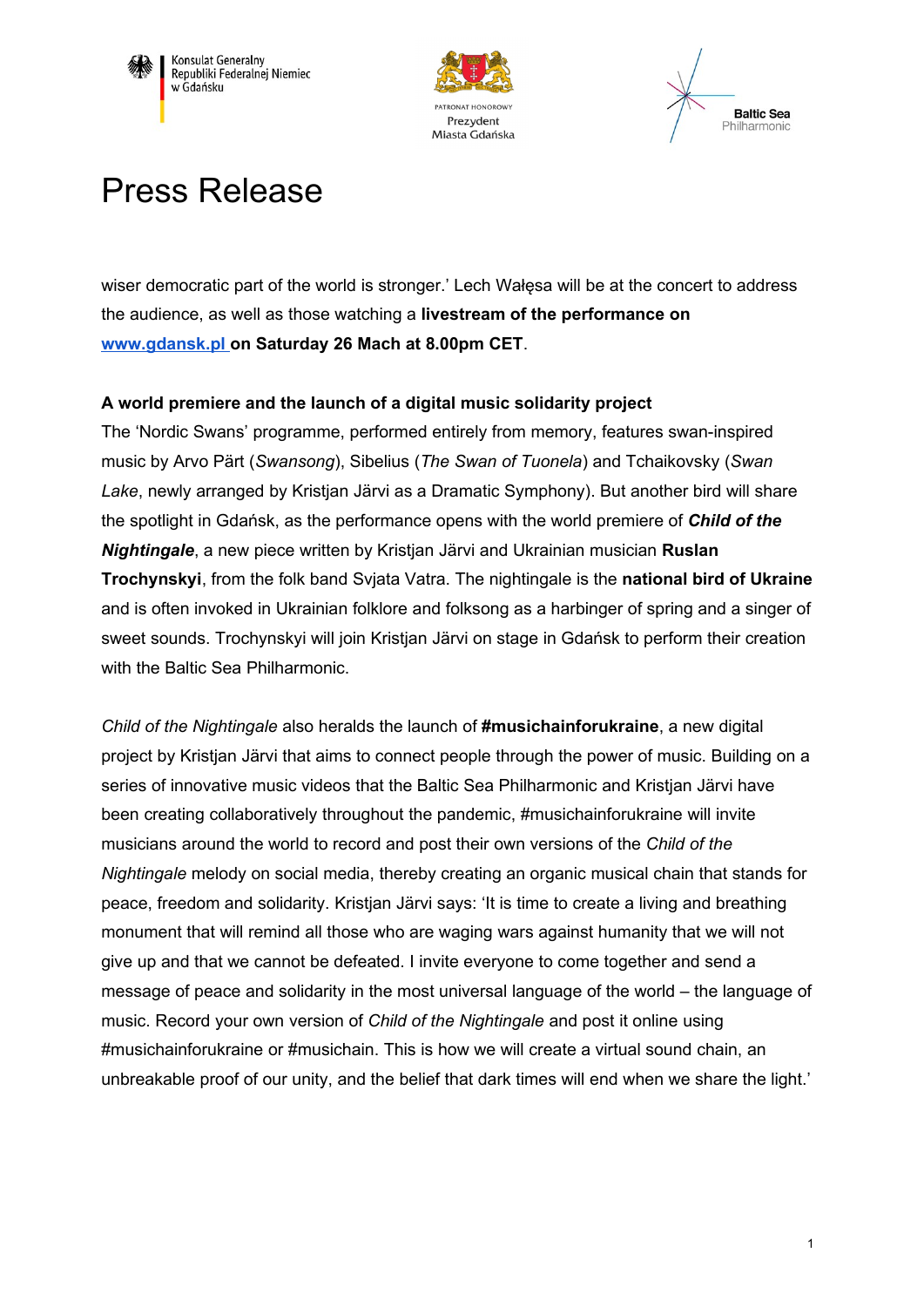# Press Release

wiser democratic part of the world is stronger.' Lech Wałęsa will be at the concert to address the audience, as well as those watching a **livestream of the performance on [www.gdansk.pl](http://www.gdansk.pl) on Saturday 26 Mach at 8.00pm CET**.

**A world premiere and the launch of a digital music solidarity project**

The 'Nordic Swans' programme, performed entirely from memory, features swan-inspired music by Arvo Pärt (*Swansong*), Sibelius (*The Swan of Tuonela*) and Tchaikovsky (*Swan Lake*, newly arranged by Kristjan Järvi as a Dramatic Symphony). But another bird will share the spotlight in Gdańsk, as the performance opens with the world premiere of ***Child of the Nightingale***, a new piece written by Kristjan Järvi and Ukrainian musician **Ruslan Trochynskyi**, from the folk band Svjata Vatra. The nightingale is the **national bird of Ukraine** and is often invoked in Ukrainian folklore and folksong as a harbinger of spring and a singer of sweet sounds. Trochynskyi will join Kristjan Järvi on stage in Gdańsk to perform their creation with the Baltic Sea Philharmonic.

*Child of the Nightingale* also heralds the launch of **#musichainforukraine**, a new digital project by Kristjan Järvi that aims to connect people through the power of music. Building on a series of innovative music videos that the Baltic Sea Philharmonic and Kristjan Järvi have been creating collaboratively throughout the pandemic, #musichainforukraine will invite musicians around the world to record and post their own versions of the *Child of the Nightingale* melody on social media, thereby creating an organic musical chain that stands for peace, freedom and solidarity. Kristjan Järvi says: 'It is time to create a living and breathing monument that will remind all those who are waging wars against humanity that we will not give up and that we cannot be defeated. I invite everyone to come together and send a message of peace and solidarity in the most universal language of the world – the language of music. Record your own version of *Child of the Nightingale* and post it online using #musichainforukraine or #musichain. This is how we will create a virtual sound chain, an unbreakable proof of our unity, and the belief that dark times will end when we share the light.'